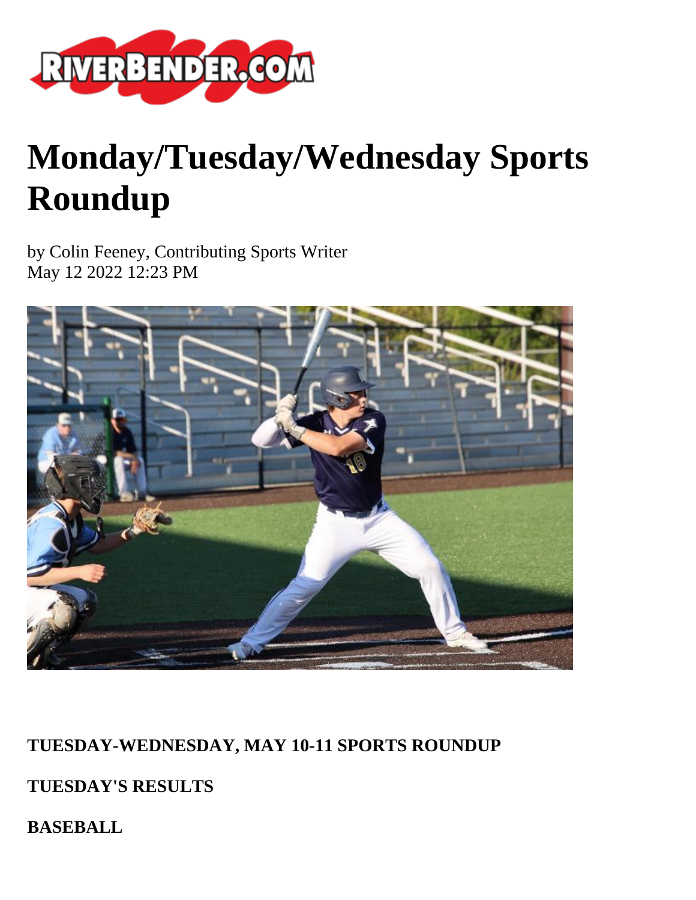# Monday/Tuesday/Wednesday Sports Roundup

by Colin Feeney, Contributing Sports Writer
May 12 2022 12:23 PM

**TUESDAY-WEDNESDAY, MAY 10-11 SPORTS ROUNDUP**

**TUESDAY'S RESULTS**

**BASEBALL**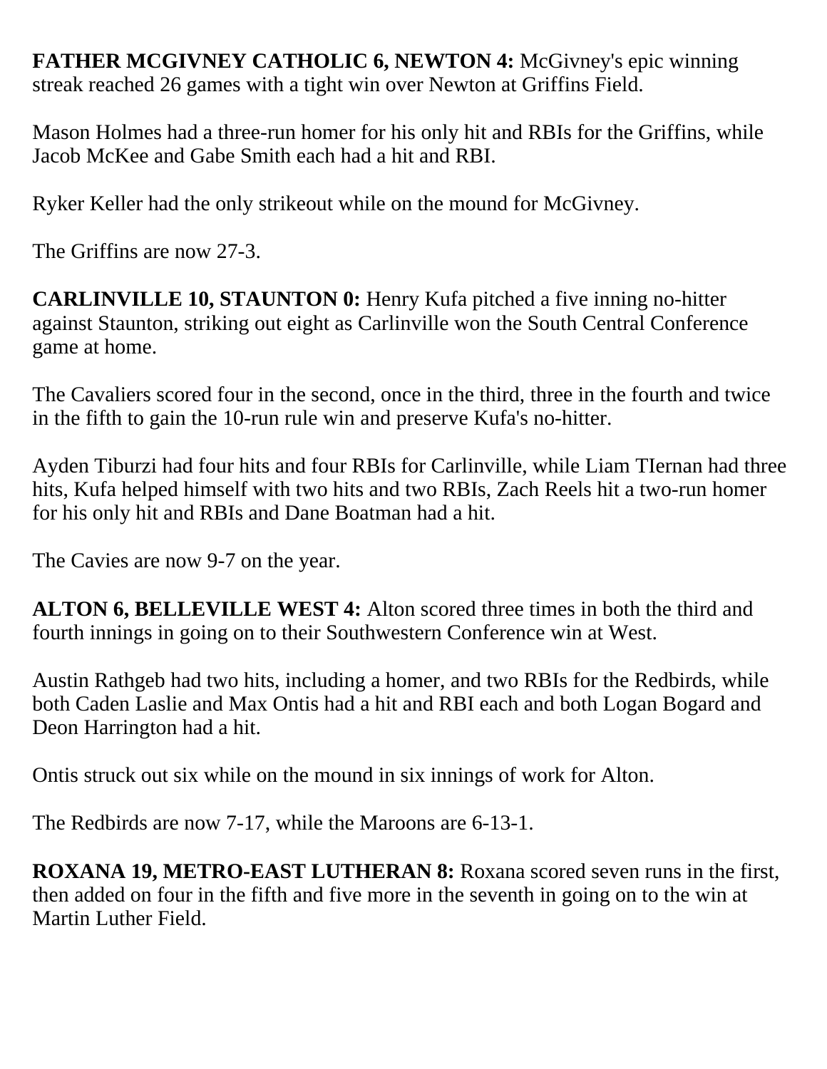**FATHER MCGIVNEY CATHOLIC 6, NEWTON 4:** McGivney's epic winning streak reached 26 games with a tight win over Newton at Griffins Field.

Mason Holmes had a three-run homer for his only hit and RBIs for the Griffins, while Jacob McKee and Gabe Smith each had a hit and RBI.

Ryker Keller had the only strikeout while on the mound for McGivney.

The Griffins are now 27-3.

**CARLINVILLE 10, STAUNTON 0:** Henry Kufa pitched a five inning no-hitter against Staunton, striking out eight as Carlinville won the South Central Conference game at home.

The Cavaliers scored four in the second, once in the third, three in the fourth and twice in the fifth to gain the 10-run rule win and preserve Kufa's no-hitter.

Ayden Tiburzi had four hits and four RBIs for Carlinville, while Liam TIernan had three hits, Kufa helped himself with two hits and two RBIs, Zach Reels hit a two-run homer for his only hit and RBIs and Dane Boatman had a hit.

The Cavies are now 9-7 on the year.

**ALTON 6, BELLEVILLE WEST 4:** Alton scored three times in both the third and fourth innings in going on to their Southwestern Conference win at West.

Austin Rathgeb had two hits, including a homer, and two RBIs for the Redbirds, while both Caden Laslie and Max Ontis had a hit and RBI each and both Logan Bogard and Deon Harrington had a hit.

Ontis struck out six while on the mound in six innings of work for Alton.

The Redbirds are now 7-17, while the Maroons are 6-13-1.

**ROXANA 19, METRO-EAST LUTHERAN 8:** Roxana scored seven runs in the first, then added on four in the fifth and five more in the seventh in going on to the win at Martin Luther Field.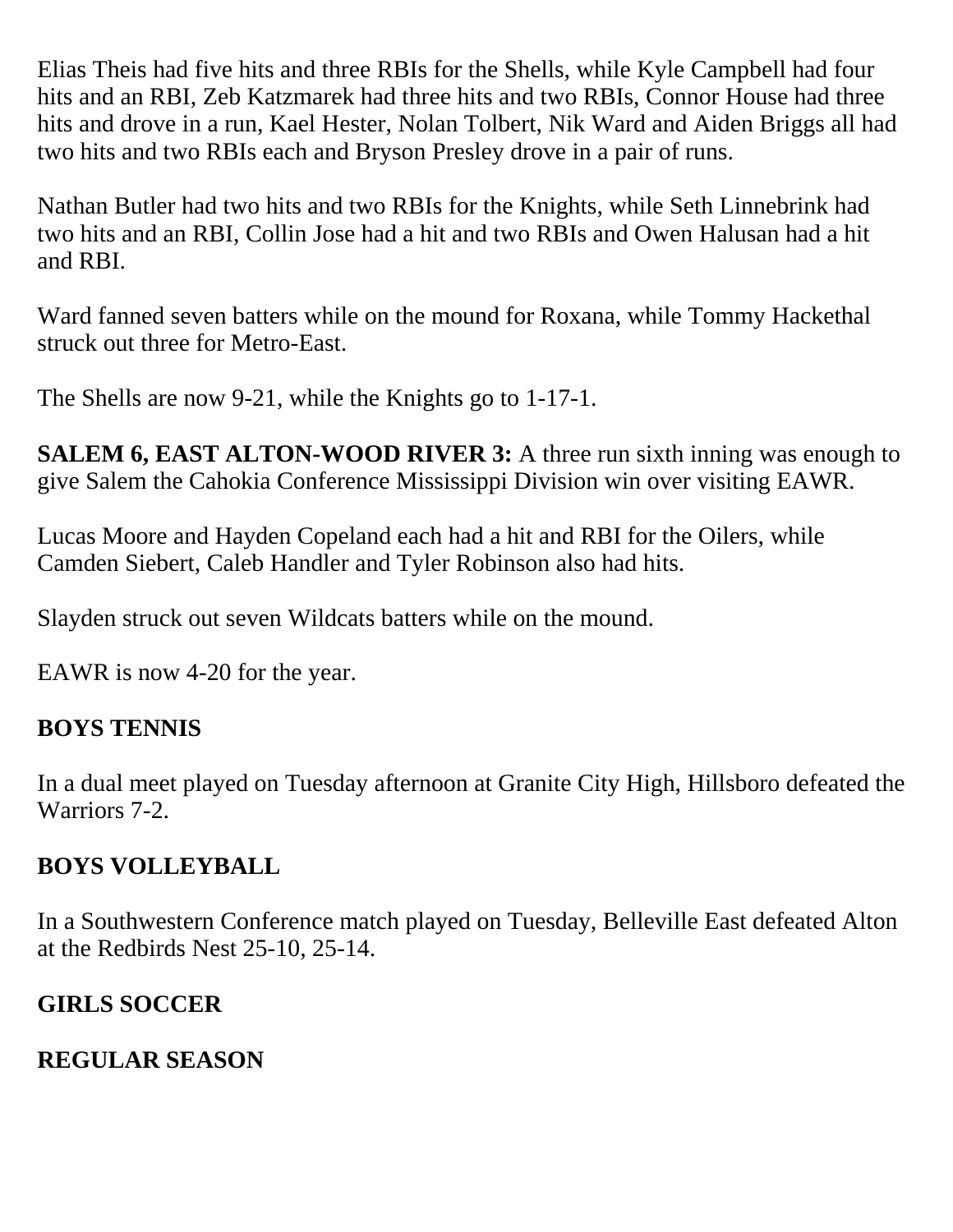Elias Theis had five hits and three RBIs for the Shells, while Kyle Campbell had four hits and an RBI, Zeb Katzmarek had three hits and two RBIs, Connor House had three hits and drove in a run, Kael Hester, Nolan Tolbert, Nik Ward and Aiden Briggs all had two hits and two RBIs each and Bryson Presley drove in a pair of runs.

Nathan Butler had two hits and two RBIs for the Knights, while Seth Linnebrink had two hits and an RBI, Collin Jose had a hit and two RBIs and Owen Halusan had a hit and RBI.

Ward fanned seven batters while on the mound for Roxana, while Tommy Hackethal struck out three for Metro-East.

The Shells are now 9-21, while the Knights go to 1-17-1.

**SALEM 6, EAST ALTON-WOOD RIVER 3:** A three run sixth inning was enough to give Salem the Cahokia Conference Mississippi Division win over visiting EAWR.

Lucas Moore and Hayden Copeland each had a hit and RBI for the Oilers, while Camden Siebert, Caleb Handler and Tyler Robinson also had hits.

Slayden struck out seven Wildcats batters while on the mound.

EAWR is now 4-20 for the year.

**BOYS TENNIS**

In a dual meet played on Tuesday afternoon at Granite City High, Hillsboro defeated the Warriors 7-2.

**BOYS VOLLEYBALL**

In a Southwestern Conference match played on Tuesday, Belleville East defeated Alton at the Redbirds Nest 25-10, 25-14.

**GIRLS SOCCER**

**REGULAR SEASON**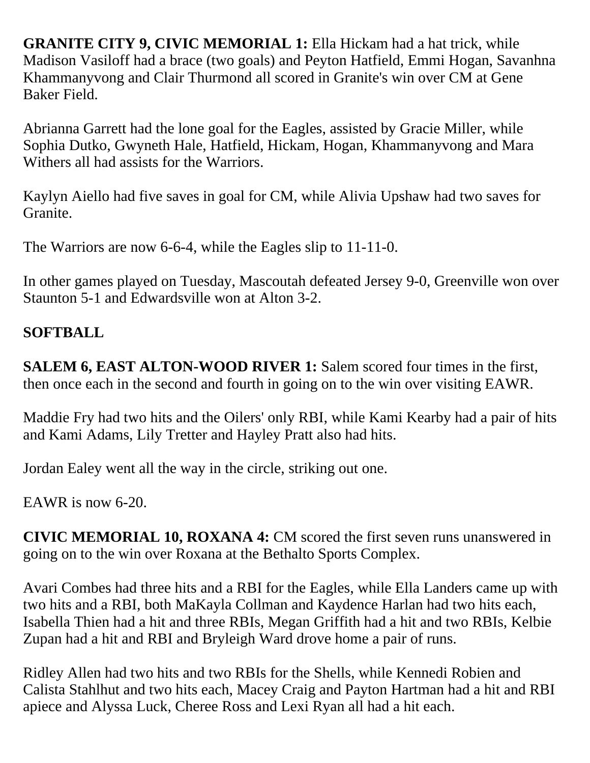**GRANITE CITY 9, CIVIC MEMORIAL 1:** Ella Hickam had a hat trick, while Madison Vasiloff had a brace (two goals) and Peyton Hatfield, Emmi Hogan, Savanhna Khammanyvong and Clair Thurmond all scored in Granite's win over CM at Gene Baker Field.

Abrianna Garrett had the lone goal for the Eagles, assisted by Gracie Miller, while Sophia Dutko, Gwyneth Hale, Hatfield, Hickam, Hogan, Khammanyvong and Mara Withers all had assists for the Warriors.

Kaylyn Aiello had five saves in goal for CM, while Alivia Upshaw had two saves for Granite.

The Warriors are now 6-6-4, while the Eagles slip to 11-11-0.

In other games played on Tuesday, Mascoutah defeated Jersey 9-0, Greenville won over Staunton 5-1 and Edwardsville won at Alton 3-2.

## SOFTBALL

**SALEM 6, EAST ALTON-WOOD RIVER 1:** Salem scored four times in the first, then once each in the second and fourth in going on to the win over visiting EAWR.

Maddie Fry had two hits and the Oilers' only RBI, while Kami Kearby had a pair of hits and Kami Adams, Lily Tretter and Hayley Pratt also had hits.

Jordan Ealey went all the way in the circle, striking out one.

EAWR is now 6-20.

**CIVIC MEMORIAL 10, ROXANA 4:** CM scored the first seven runs unanswered in going on to the win over Roxana at the Bethalto Sports Complex.

Avari Combes had three hits and a RBI for the Eagles, while Ella Landers came up with two hits and a RBI, both MaKayla Collman and Kaydence Harlan had two hits each, Isabella Thien had a hit and three RBIs, Megan Griffith had a hit and two RBIs, Kelbie Zupan had a hit and RBI and Bryleigh Ward drove home a pair of runs.

Ridley Allen had two hits and two RBIs for the Shells, while Kennedi Robien and Calista Stahlhut and two hits each, Macey Craig and Payton Hartman had a hit and RBI apiece and Alyssa Luck, Cheree Ross and Lexi Ryan all had a hit each.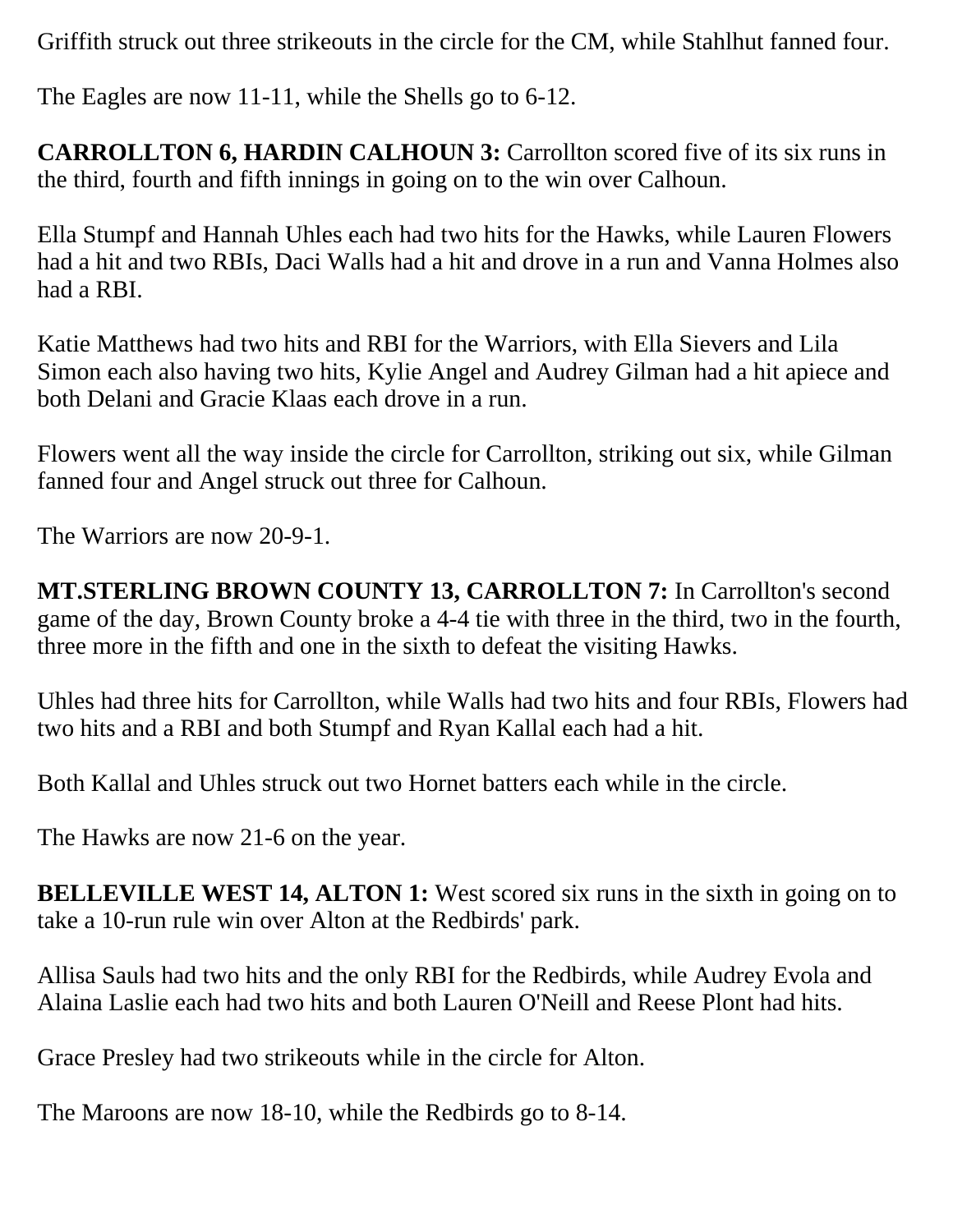Griffith struck out three strikeouts in the circle for the CM, while Stahlhut fanned four.

The Eagles are now 11-11, while the Shells go to 6-12.

**CARROLLTON 6, HARDIN CALHOUN 3:** Carrollton scored five of its six runs in the third, fourth and fifth innings in going on to the win over Calhoun.

Ella Stumpf and Hannah Uhles each had two hits for the Hawks, while Lauren Flowers had a hit and two RBIs, Daci Walls had a hit and drove in a run and Vanna Holmes also had a RBI.

Katie Matthews had two hits and RBI for the Warriors, with Ella Sievers and Lila Simon each also having two hits, Kylie Angel and Audrey Gilman had a hit apiece and both Delani and Gracie Klaas each drove in a run.

Flowers went all the way inside the circle for Carrollton, striking out six, while Gilman fanned four and Angel struck out three for Calhoun.

The Warriors are now 20-9-1.

**MT.STERLING BROWN COUNTY 13, CARROLLTON 7:** In Carrollton's second game of the day, Brown County broke a 4-4 tie with three in the third, two in the fourth, three more in the fifth and one in the sixth to defeat the visiting Hawks.

Uhles had three hits for Carrollton, while Walls had two hits and four RBIs, Flowers had two hits and a RBI and both Stumpf and Ryan Kallal each had a hit.

Both Kallal and Uhles struck out two Hornet batters each while in the circle.

The Hawks are now 21-6 on the year.

**BELLEVILLE WEST 14, ALTON 1:** West scored six runs in the sixth in going on to take a 10-run rule win over Alton at the Redbirds' park.

Allisa Sauls had two hits and the only RBI for the Redbirds, while Audrey Evola and Alaina Laslie each had two hits and both Lauren O'Neill and Reese Plont had hits.

Grace Presley had two strikeouts while in the circle for Alton.

The Maroons are now 18-10, while the Redbirds go to 8-14.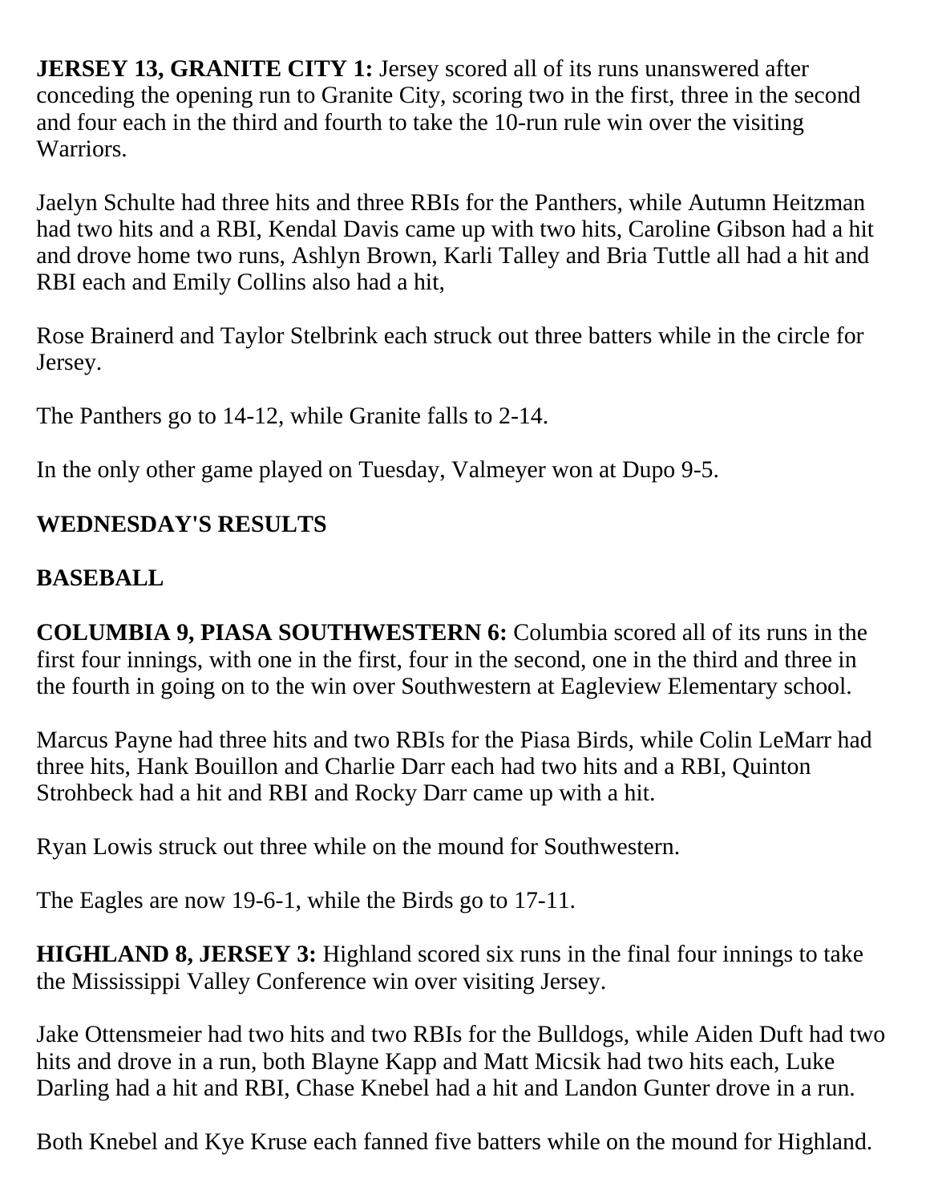**JERSEY 13, GRANITE CITY 1:** Jersey scored all of its runs unanswered after conceding the opening run to Granite City, scoring two in the first, three in the second and four each in the third and fourth to take the 10-run rule win over the visiting Warriors.

Jaelyn Schulte had three hits and three RBIs for the Panthers, while Autumn Heitzman had two hits and a RBI, Kendal Davis came up with two hits, Caroline Gibson had a hit and drove home two runs, Ashlyn Brown, Karli Talley and Bria Tuttle all had a hit and RBI each and Emily Collins also had a hit,

Rose Brainerd and Taylor Stelbrink each struck out three batters while in the circle for Jersey.

The Panthers go to 14-12, while Granite falls to 2-14.

In the only other game played on Tuesday, Valmeyer won at Dupo 9-5.

**WEDNESDAY'S RESULTS**

**BASEBALL**

**COLUMBIA 9, PIASA SOUTHWESTERN 6:** Columbia scored all of its runs in the first four innings, with one in the first, four in the second, one in the third and three in the fourth in going on to the win over Southwestern at Eagleview Elementary school.

Marcus Payne had three hits and two RBIs for the Piasa Birds, while Colin LeMarr had three hits, Hank Bouillon and Charlie Darr each had two hits and a RBI, Quinton Strohbeck had a hit and RBI and Rocky Darr came up with a hit.

Ryan Lowis struck out three while on the mound for Southwestern.

The Eagles are now 19-6-1, while the Birds go to 17-11.

**HIGHLAND 8, JERSEY 3:** Highland scored six runs in the final four innings to take the Mississippi Valley Conference win over visiting Jersey.

Jake Ottensmeier had two hits and two RBIs for the Bulldogs, while Aiden Duft had two hits and drove in a run, both Blayne Kapp and Matt Micsik had two hits each, Luke Darling had a hit and RBI, Chase Knebel had a hit and Landon Gunter drove in a run.

Both Knebel and Kye Kruse each fanned five batters while on the mound for Highland.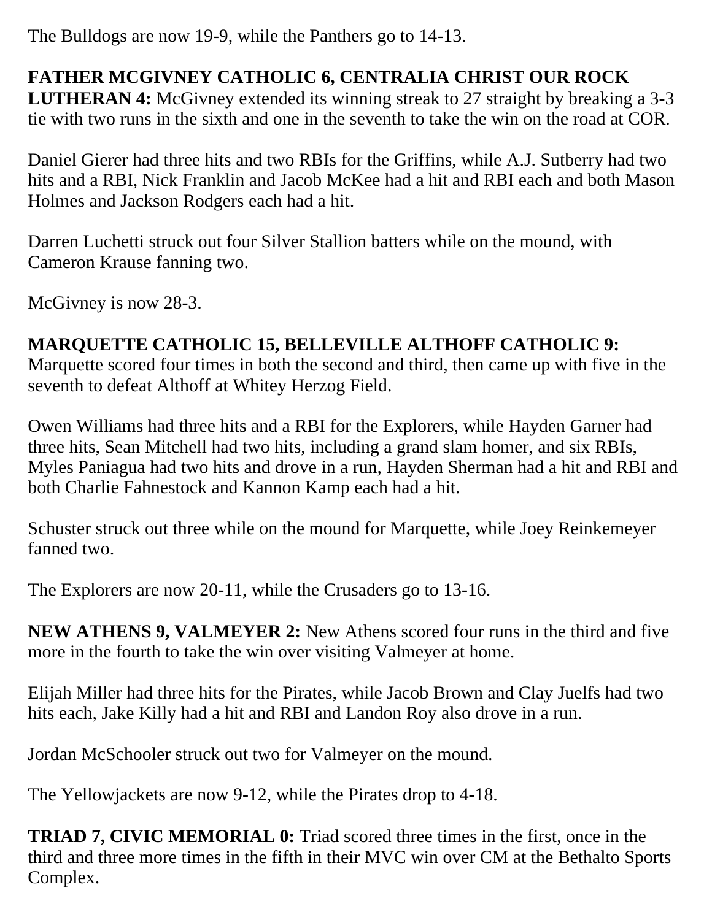The Bulldogs are now 19-9, while the Panthers go to 14-13.

**FATHER MCGIVNEY CATHOLIC 6, CENTRALIA CHRIST OUR ROCK LUTHERAN 4:** McGivney extended its winning streak to 27 straight by breaking a 3-3 tie with two runs in the sixth and one in the seventh to take the win on the road at COR.

Daniel Gierer had three hits and two RBIs for the Griffins, while A.J. Sutberry had two hits and a RBI, Nick Franklin and Jacob McKee had a hit and RBI each and both Mason Holmes and Jackson Rodgers each had a hit.

Darren Luchetti struck out four Silver Stallion batters while on the mound, with Cameron Krause fanning two.

McGivney is now 28-3.

**MARQUETTE CATHOLIC 15, BELLEVILLE ALTHOFF CATHOLIC 9:** Marquette scored four times in both the second and third, then came up with five in the seventh to defeat Althoff at Whitey Herzog Field.

Owen Williams had three hits and a RBI for the Explorers, while Hayden Garner had three hits, Sean Mitchell had two hits, including a grand slam homer, and six RBIs, Myles Paniagua had two hits and drove in a run, Hayden Sherman had a hit and RBI and both Charlie Fahnestock and Kannon Kamp each had a hit.

Schuster struck out three while on the mound for Marquette, while Joey Reinkemeyer fanned two.

The Explorers are now 20-11, while the Crusaders go to 13-16.

**NEW ATHENS 9, VALMEYER 2:** New Athens scored four runs in the third and five more in the fourth to take the win over visiting Valmeyer at home.

Elijah Miller had three hits for the Pirates, while Jacob Brown and Clay Juelfs had two hits each, Jake Killy had a hit and RBI and Landon Roy also drove in a run.

Jordan McSchooler struck out two for Valmeyer on the mound.

The Yellowjackets are now 9-12, while the Pirates drop to 4-18.

**TRIAD 7, CIVIC MEMORIAL 0:** Triad scored three times in the first, once in the third and three more times in the fifth in their MVC win over CM at the Bethalto Sports Complex.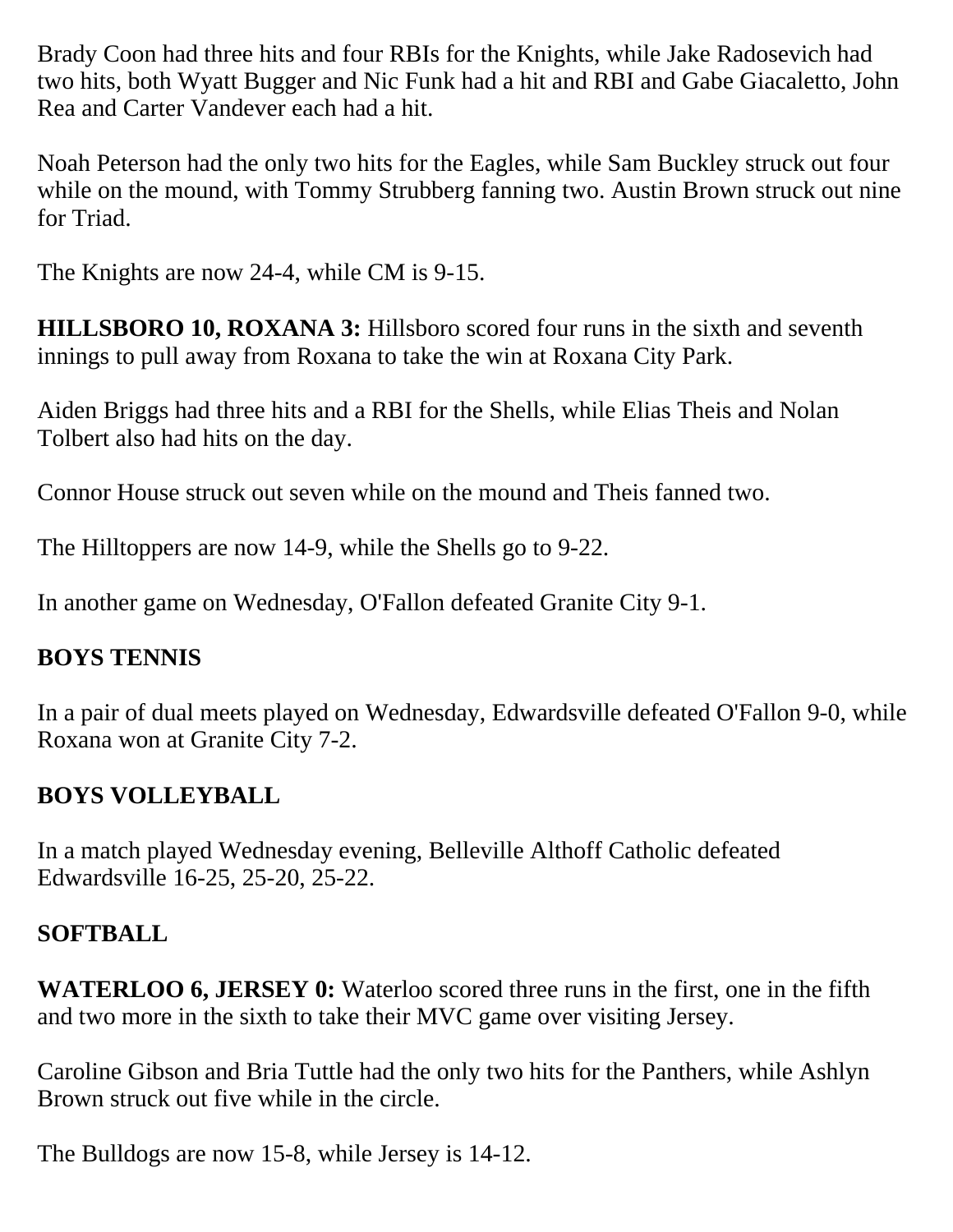Brady Coon had three hits and four RBIs for the Knights, while Jake Radosevich had two hits, both Wyatt Bugger and Nic Funk had a hit and RBI and Gabe Giacaletto, John Rea and Carter Vandever each had a hit.

Noah Peterson had the only two hits for the Eagles, while Sam Buckley struck out four while on the mound, with Tommy Strubberg fanning two. Austin Brown struck out nine for Triad.

The Knights are now 24-4, while CM is 9-15.

**HILLSBORO 10, ROXANA 3:** Hillsboro scored four runs in the sixth and seventh innings to pull away from Roxana to take the win at Roxana City Park.

Aiden Briggs had three hits and a RBI for the Shells, while Elias Theis and Nolan Tolbert also had hits on the day.

Connor House struck out seven while on the mound and Theis fanned two.

The Hilltoppers are now 14-9, while the Shells go to 9-22.

In another game on Wednesday, O'Fallon defeated Granite City 9-1.

## BOYS TENNIS

In a pair of dual meets played on Wednesday, Edwardsville defeated O'Fallon 9-0, while Roxana won at Granite City 7-2.

## BOYS VOLLEYBALL

In a match played Wednesday evening, Belleville Althoff Catholic defeated Edwardsville 16-25, 25-20, 25-22.

## SOFTBALL

**WATERLOO 6, JERSEY 0:** Waterloo scored three runs in the first, one in the fifth and two more in the sixth to take their MVC game over visiting Jersey.

Caroline Gibson and Bria Tuttle had the only two hits for the Panthers, while Ashlyn Brown struck out five while in the circle.

The Bulldogs are now 15-8, while Jersey is 14-12.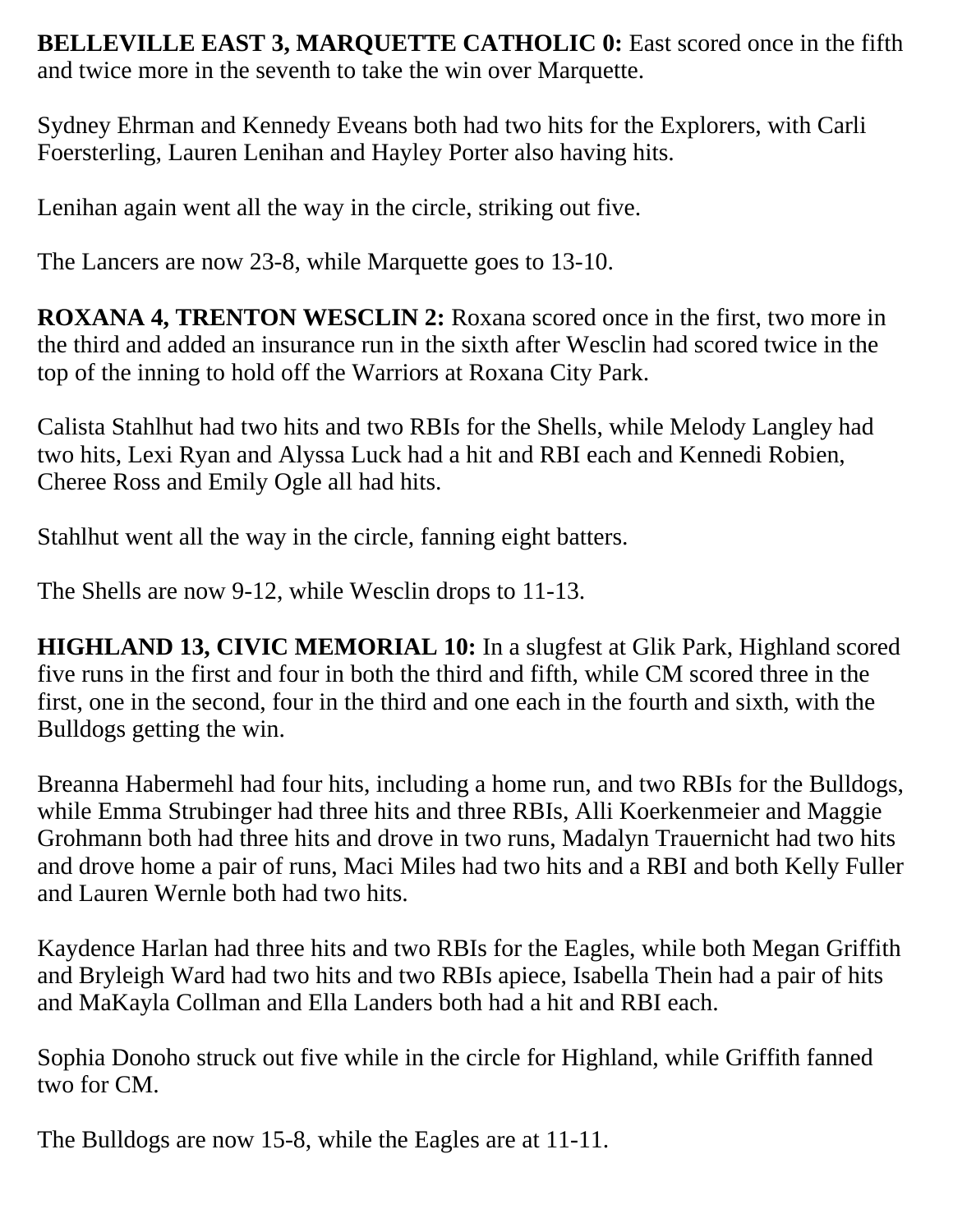**BELLEVILLE EAST 3, MARQUETTE CATHOLIC 0:** East scored once in the fifth and twice more in the seventh to take the win over Marquette.

Sydney Ehrman and Kennedy Eveans both had two hits for the Explorers, with Carli Foersterling, Lauren Lenihan and Hayley Porter also having hits.

Lenihan again went all the way in the circle, striking out five.

The Lancers are now 23-8, while Marquette goes to 13-10.

**ROXANA 4, TRENTON WESCLIN 2:** Roxana scored once in the first, two more in the third and added an insurance run in the sixth after Wesclin had scored twice in the top of the inning to hold off the Warriors at Roxana City Park.

Calista Stahlhut had two hits and two RBIs for the Shells, while Melody Langley had two hits, Lexi Ryan and Alyssa Luck had a hit and RBI each and Kennedi Robien, Cheree Ross and Emily Ogle all had hits.

Stahlhut went all the way in the circle, fanning eight batters.

The Shells are now 9-12, while Wesclin drops to 11-13.

**HIGHLAND 13, CIVIC MEMORIAL 10:** In a slugfest at Glik Park, Highland scored five runs in the first and four in both the third and fifth, while CM scored three in the first, one in the second, four in the third and one each in the fourth and sixth, with the Bulldogs getting the win.

Breanna Habermehl had four hits, including a home run, and two RBIs for the Bulldogs, while Emma Strubinger had three hits and three RBIs, Alli Koerkenmeier and Maggie Grohmann both had three hits and drove in two runs, Madalyn Trauernicht had two hits and drove home a pair of runs, Maci Miles had two hits and a RBI and both Kelly Fuller and Lauren Wernle both had two hits.

Kaydence Harlan had three hits and two RBIs for the Eagles, while both Megan Griffith and Bryleigh Ward had two hits and two RBIs apiece, Isabella Thein had a pair of hits and MaKayla Collman and Ella Landers both had a hit and RBI each.

Sophia Donoho struck out five while in the circle for Highland, while Griffith fanned two for CM.

The Bulldogs are now 15-8, while the Eagles are at 11-11.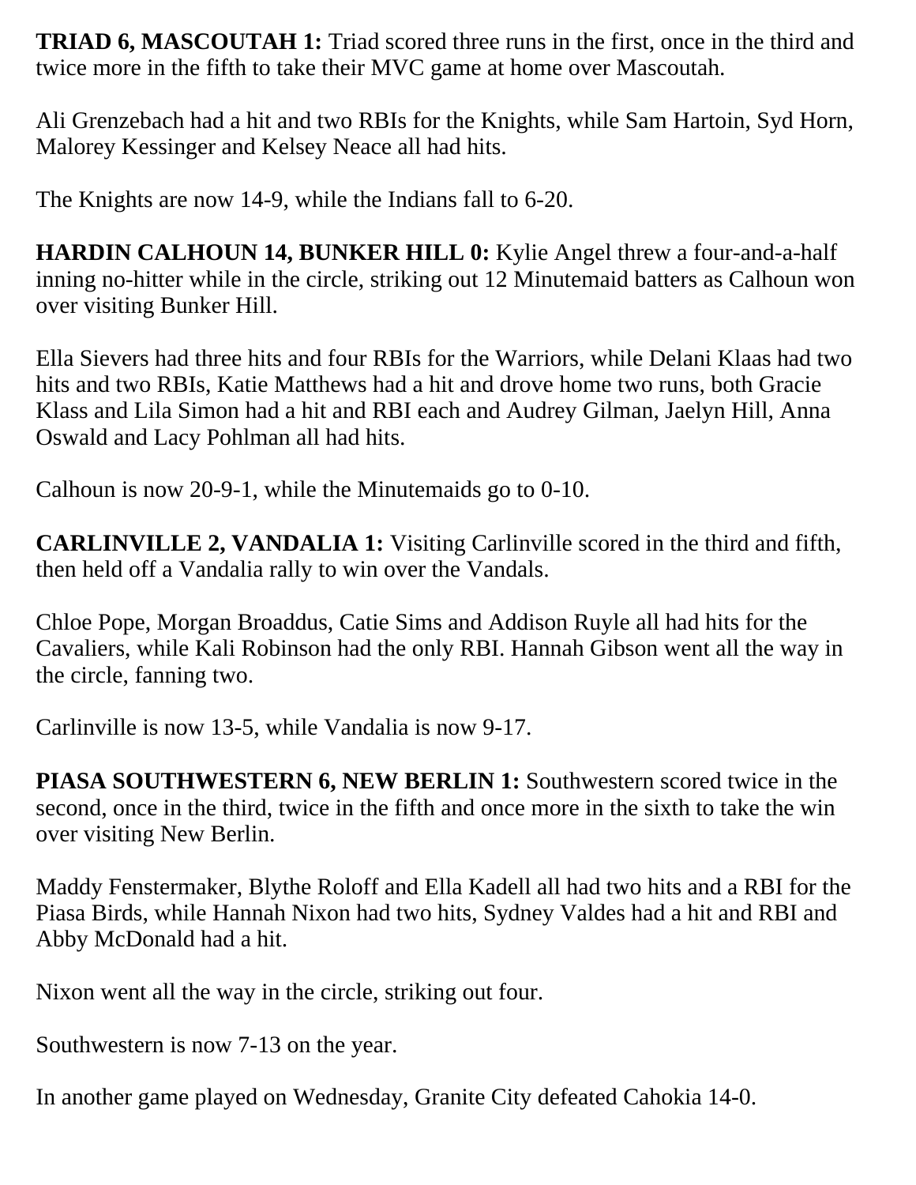**TRIAD 6, MASCOUTAH 1:** Triad scored three runs in the first, once in the third and twice more in the fifth to take their MVC game at home over Mascoutah.

Ali Grenzebach had a hit and two RBIs for the Knights, while Sam Hartoin, Syd Horn, Malorey Kessinger and Kelsey Neace all had hits.

The Knights are now 14-9, while the Indians fall to 6-20.

**HARDIN CALHOUN 14, BUNKER HILL 0:** Kylie Angel threw a four-and-a-half inning no-hitter while in the circle, striking out 12 Minutemaid batters as Calhoun won over visiting Bunker Hill.

Ella Sievers had three hits and four RBIs for the Warriors, while Delani Klaas had two hits and two RBIs, Katie Matthews had a hit and drove home two runs, both Gracie Klass and Lila Simon had a hit and RBI each and Audrey Gilman, Jaelyn Hill, Anna Oswald and Lacy Pohlman all had hits.

Calhoun is now 20-9-1, while the Minutemaids go to 0-10.

**CARLINVILLE 2, VANDALIA 1:** Visiting Carlinville scored in the third and fifth, then held off a Vandalia rally to win over the Vandals.

Chloe Pope, Morgan Broaddus, Catie Sims and Addison Ruyle all had hits for the Cavaliers, while Kali Robinson had the only RBI. Hannah Gibson went all the way in the circle, fanning two.

Carlinville is now 13-5, while Vandalia is now 9-17.

**PIASA SOUTHWESTERN 6, NEW BERLIN 1:** Southwestern scored twice in the second, once in the third, twice in the fifth and once more in the sixth to take the win over visiting New Berlin.

Maddy Fenstermaker, Blythe Roloff and Ella Kadell all had two hits and a RBI for the Piasa Birds, while Hannah Nixon had two hits, Sydney Valdes had a hit and RBI and Abby McDonald had a hit.

Nixon went all the way in the circle, striking out four.

Southwestern is now 7-13 on the year.

In another game played on Wednesday, Granite City defeated Cahokia 14-0.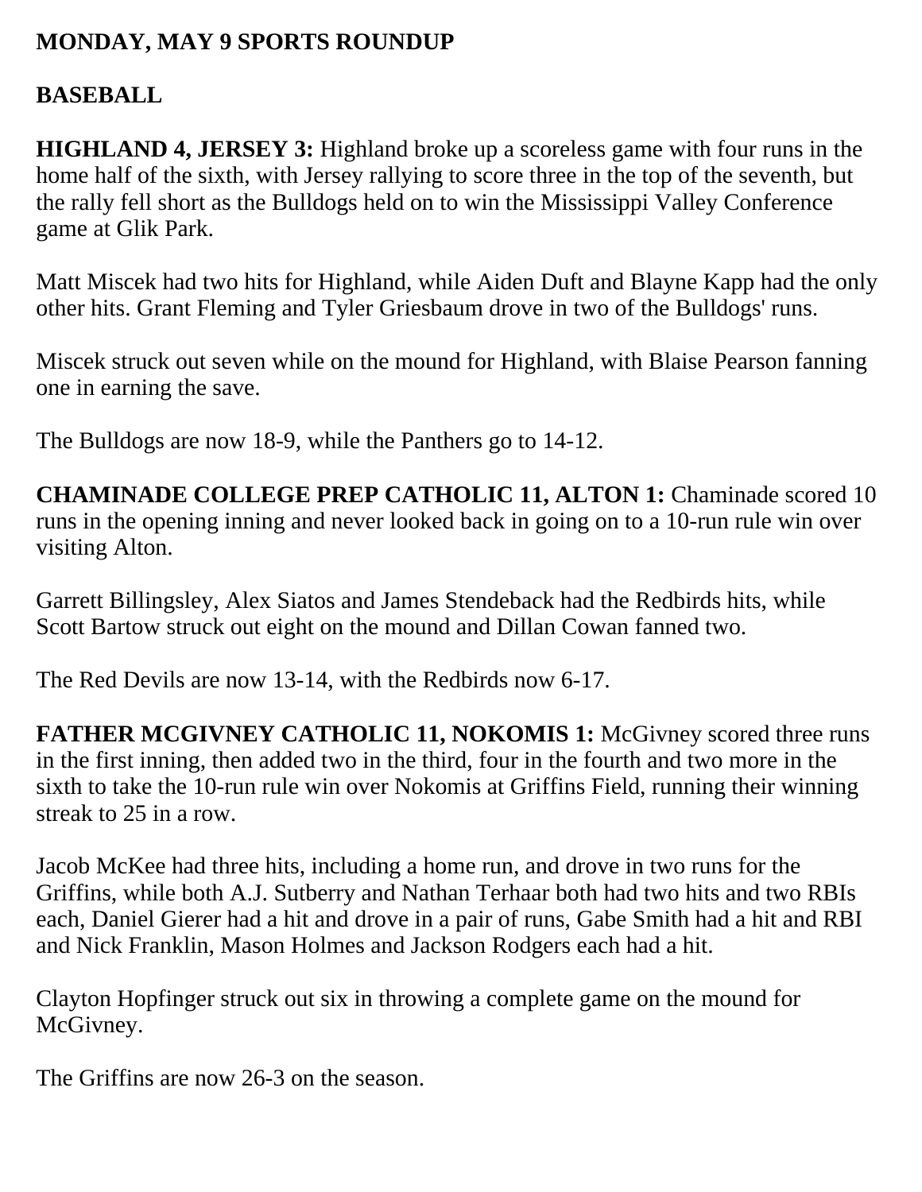**MONDAY, MAY 9 SPORTS ROUNDUP**

**BASEBALL**

**HIGHLAND 4, JERSEY 3:** Highland broke up a scoreless game with four runs in the home half of the sixth, with Jersey rallying to score three in the top of the seventh, but the rally fell short as the Bulldogs held on to win the Mississippi Valley Conference game at Glik Park.

Matt Miscek had two hits for Highland, while Aiden Duft and Blayne Kapp had the only other hits. Grant Fleming and Tyler Griesbaum drove in two of the Bulldogs' runs.

Miscek struck out seven while on the mound for Highland, with Blaise Pearson fanning one in earning the save.

The Bulldogs are now 18-9, while the Panthers go to 14-12.

**CHAMINADE COLLEGE PREP CATHOLIC 11, ALTON 1:** Chaminade scored 10 runs in the opening inning and never looked back in going on to a 10-run rule win over visiting Alton.

Garrett Billingsley, Alex Siatos and James Stendeback had the Redbirds hits, while Scott Bartow struck out eight on the mound and Dillan Cowan fanned two.

The Red Devils are now 13-14, with the Redbirds now 6-17.

**FATHER MCGIVNEY CATHOLIC 11, NOKOMIS 1:** McGivney scored three runs in the first inning, then added two in the third, four in the fourth and two more in the sixth to take the 10-run rule win over Nokomis at Griffins Field, running their winning streak to 25 in a row.

Jacob McKee had three hits, including a home run, and drove in two runs for the Griffins, while both A.J. Sutberry and Nathan Terhaar both had two hits and two RBIs each, Daniel Gierer had a hit and drove in a pair of runs, Gabe Smith had a hit and RBI and Nick Franklin, Mason Holmes and Jackson Rodgers each had a hit.

Clayton Hopfinger struck out six in throwing a complete game on the mound for McGivney.

The Griffins are now 26-3 on the season.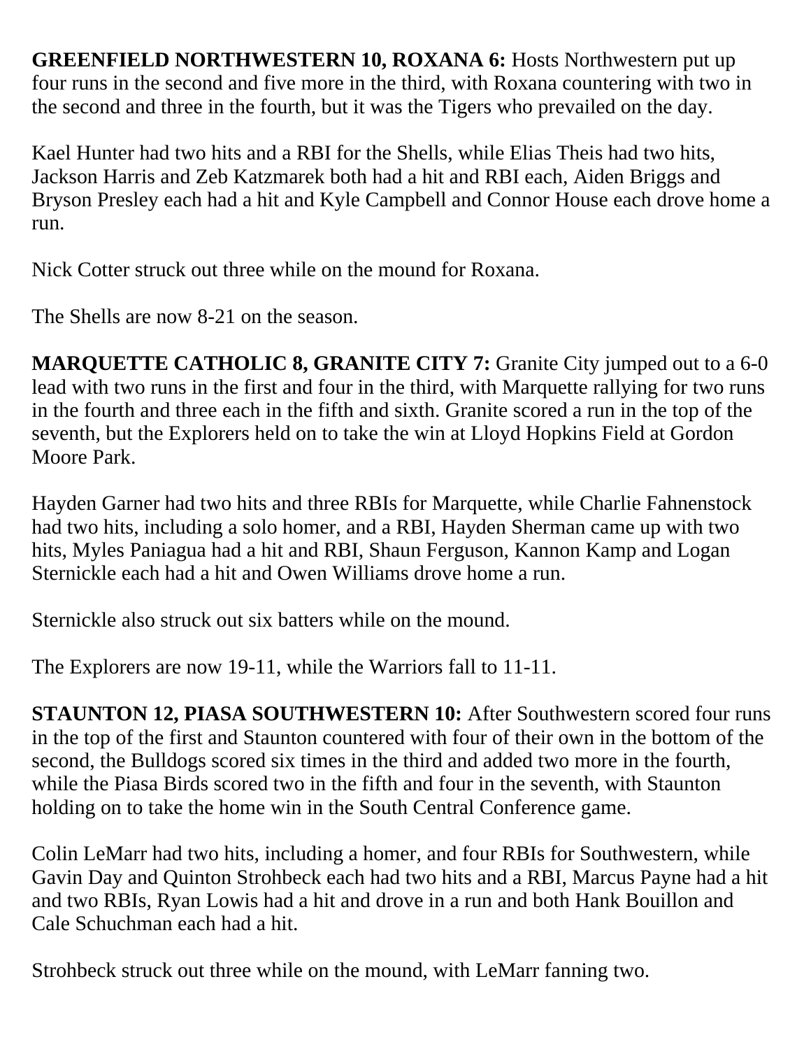**GREENFIELD NORTHWESTERN 10, ROXANA 6:** Hosts Northwestern put up four runs in the second and five more in the third, with Roxana countering with two in the second and three in the fourth, but it was the Tigers who prevailed on the day.

Kael Hunter had two hits and a RBI for the Shells, while Elias Theis had two hits, Jackson Harris and Zeb Katzmarek both had a hit and RBI each, Aiden Briggs and Bryson Presley each had a hit and Kyle Campbell and Connor House each drove home a run.

Nick Cotter struck out three while on the mound for Roxana.

The Shells are now 8-21 on the season.

**MARQUETTE CATHOLIC 8, GRANITE CITY 7:** Granite City jumped out to a 6-0 lead with two runs in the first and four in the third, with Marquette rallying for two runs in the fourth and three each in the fifth and sixth. Granite scored a run in the top of the seventh, but the Explorers held on to take the win at Lloyd Hopkins Field at Gordon Moore Park.

Hayden Garner had two hits and three RBIs for Marquette, while Charlie Fahnenstock had two hits, including a solo homer, and a RBI, Hayden Sherman came up with two hits, Myles Paniagua had a hit and RBI, Shaun Ferguson, Kannon Kamp and Logan Sternickle each had a hit and Owen Williams drove home a run.

Sternickle also struck out six batters while on the mound.

The Explorers are now 19-11, while the Warriors fall to 11-11.

**STAUNTON 12, PIASA SOUTHWESTERN 10:** After Southwestern scored four runs in the top of the first and Staunton countered with four of their own in the bottom of the second, the Bulldogs scored six times in the third and added two more in the fourth, while the Piasa Birds scored two in the fifth and four in the seventh, with Staunton holding on to take the home win in the South Central Conference game.

Colin LeMarr had two hits, including a homer, and four RBIs for Southwestern, while Gavin Day and Quinton Strohbeck each had two hits and a RBI, Marcus Payne had a hit and two RBIs, Ryan Lowis had a hit and drove in a run and both Hank Bouillon and Cale Schuchman each had a hit.

Strohbeck struck out three while on the mound, with LeMarr fanning two.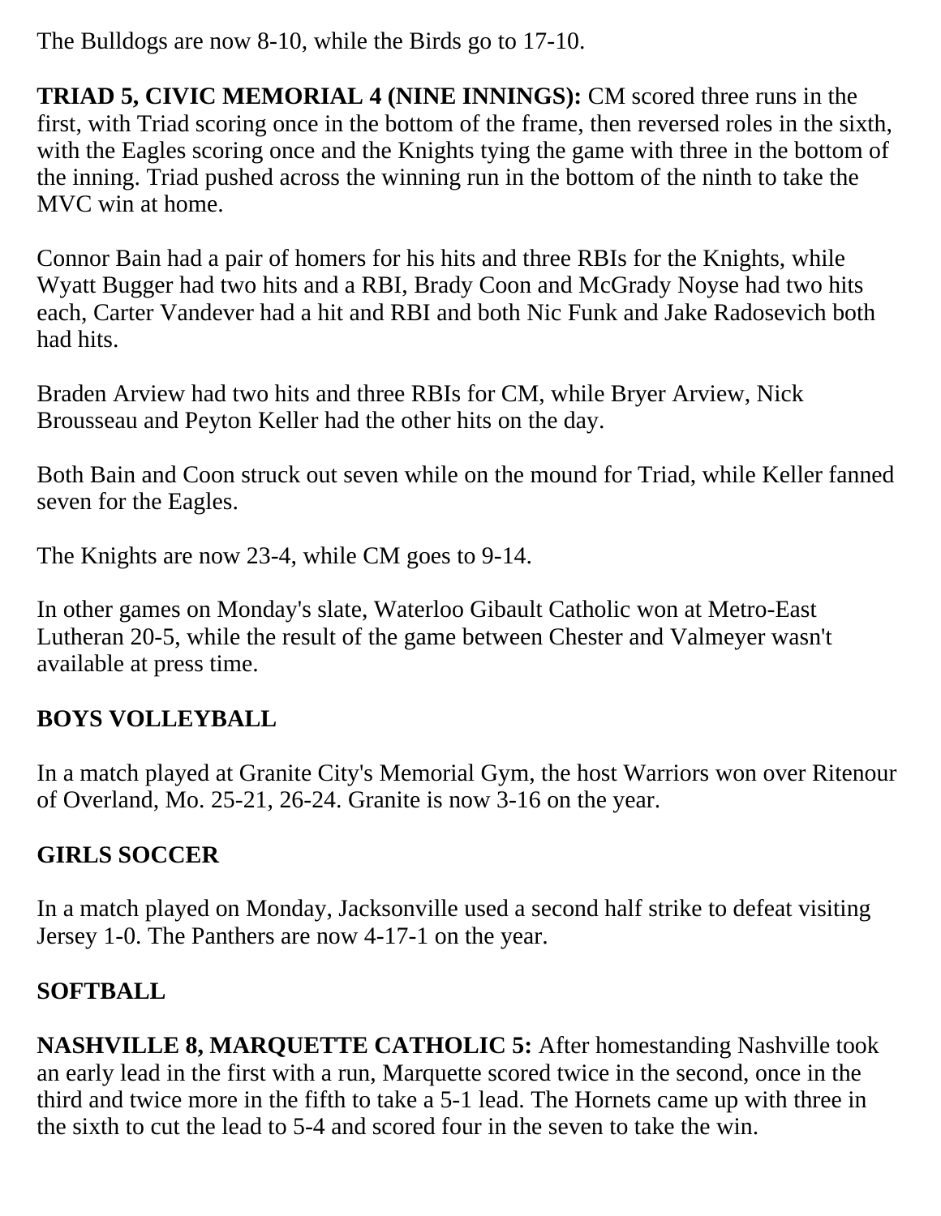The Bulldogs are now 8-10, while the Birds go to 17-10.

**TRIAD 5, CIVIC MEMORIAL 4 (NINE INNINGS):** CM scored three runs in the first, with Triad scoring once in the bottom of the frame, then reversed roles in the sixth, with the Eagles scoring once and the Knights tying the game with three in the bottom of the inning. Triad pushed across the winning run in the bottom of the ninth to take the MVC win at home.

Connor Bain had a pair of homers for his hits and three RBIs for the Knights, while Wyatt Bugger had two hits and a RBI, Brady Coon and McGrady Noyse had two hits each, Carter Vandever had a hit and RBI and both Nic Funk and Jake Radosevich both had hits.

Braden Arview had two hits and three RBIs for CM, while Bryer Arview, Nick Brousseau and Peyton Keller had the other hits on the day.

Both Bain and Coon struck out seven while on the mound for Triad, while Keller fanned seven for the Eagles.

The Knights are now 23-4, while CM goes to 9-14.

In other games on Monday's slate, Waterloo Gibault Catholic won at Metro-East Lutheran 20-5, while the result of the game between Chester and Valmeyer wasn't available at press time.

## BOYS VOLLEYBALL

In a match played at Granite City's Memorial Gym, the host Warriors won over Ritenour of Overland, Mo. 25-21, 26-24. Granite is now 3-16 on the year.

## GIRLS SOCCER

In a match played on Monday, Jacksonville used a second half strike to defeat visiting Jersey 1-0. The Panthers are now 4-17-1 on the year.

## SOFTBALL

**NASHVILLE 8, MARQUETTE CATHOLIC 5:** After homestanding Nashville took an early lead in the first with a run, Marquette scored twice in the second, once in the third and twice more in the fifth to take a 5-1 lead. The Hornets came up with three in the sixth to cut the lead to 5-4 and scored four in the seven to take the win.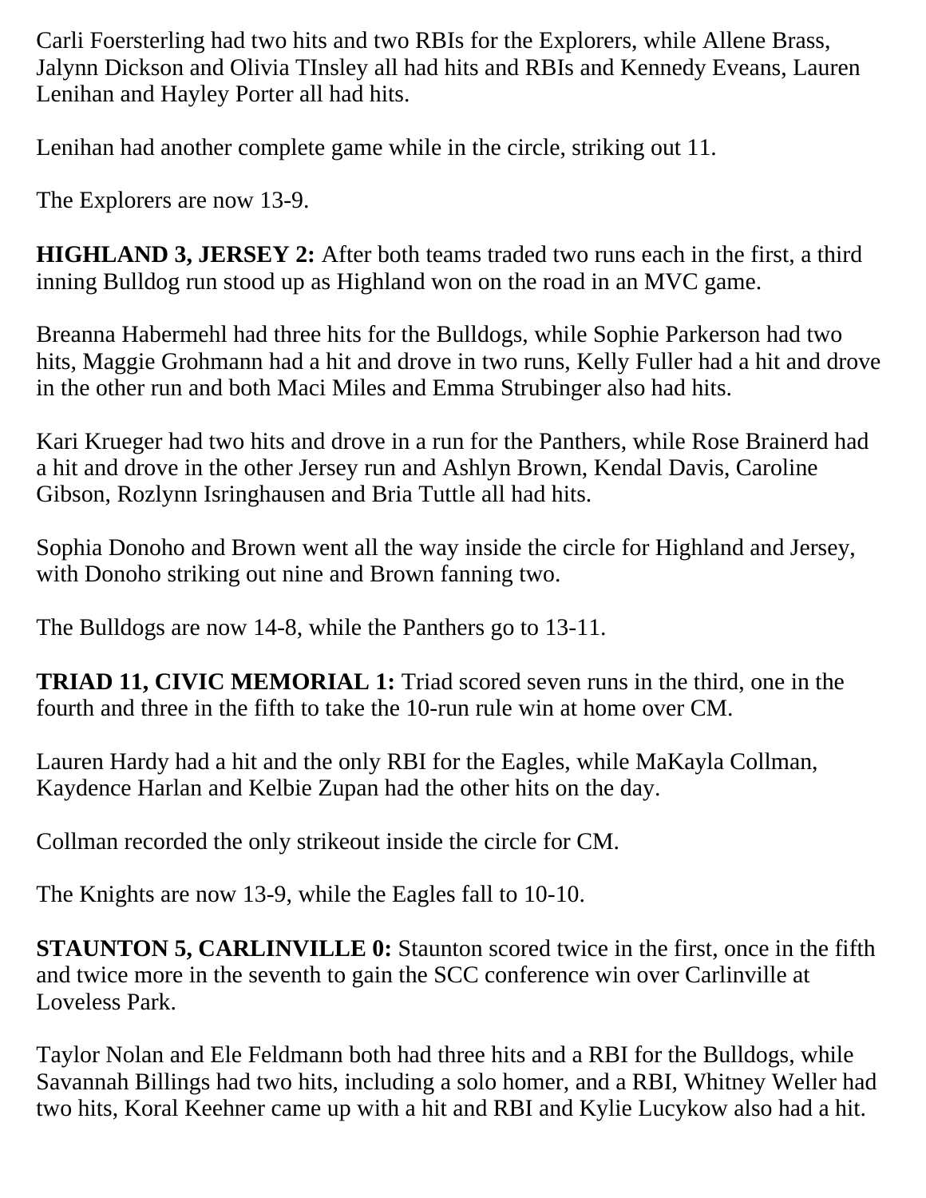Carli Foersterling had two hits and two RBIs for the Explorers, while Allene Brass, Jalynn Dickson and Olivia TInsley all had hits and RBIs and Kennedy Eveans, Lauren Lenihan and Hayley Porter all had hits.

Lenihan had another complete game while in the circle, striking out 11.

The Explorers are now 13-9.

**HIGHLAND 3, JERSEY 2:** After both teams traded two runs each in the first, a third inning Bulldog run stood up as Highland won on the road in an MVC game.

Breanna Habermehl had three hits for the Bulldogs, while Sophie Parkerson had two hits, Maggie Grohmann had a hit and drove in two runs, Kelly Fuller had a hit and drove in the other run and both Maci Miles and Emma Strubinger also had hits.

Kari Krueger had two hits and drove in a run for the Panthers, while Rose Brainerd had a hit and drove in the other Jersey run and Ashlyn Brown, Kendal Davis, Caroline Gibson, Rozlynn Isringhausen and Bria Tuttle all had hits.

Sophia Donoho and Brown went all the way inside the circle for Highland and Jersey, with Donoho striking out nine and Brown fanning two.

The Bulldogs are now 14-8, while the Panthers go to 13-11.

**TRIAD 11, CIVIC MEMORIAL 1:** Triad scored seven runs in the third, one in the fourth and three in the fifth to take the 10-run rule win at home over CM.

Lauren Hardy had a hit and the only RBI for the Eagles, while MaKayla Collman, Kaydence Harlan and Kelbie Zupan had the other hits on the day.

Collman recorded the only strikeout inside the circle for CM.

The Knights are now 13-9, while the Eagles fall to 10-10.

**STAUNTON 5, CARLINVILLE 0:** Staunton scored twice in the first, once in the fifth and twice more in the seventh to gain the SCC conference win over Carlinville at Loveless Park.

Taylor Nolan and Ele Feldmann both had three hits and a RBI for the Bulldogs, while Savannah Billings had two hits, including a solo homer, and a RBI, Whitney Weller had two hits, Koral Keehner came up with a hit and RBI and Kylie Lucykow also had a hit.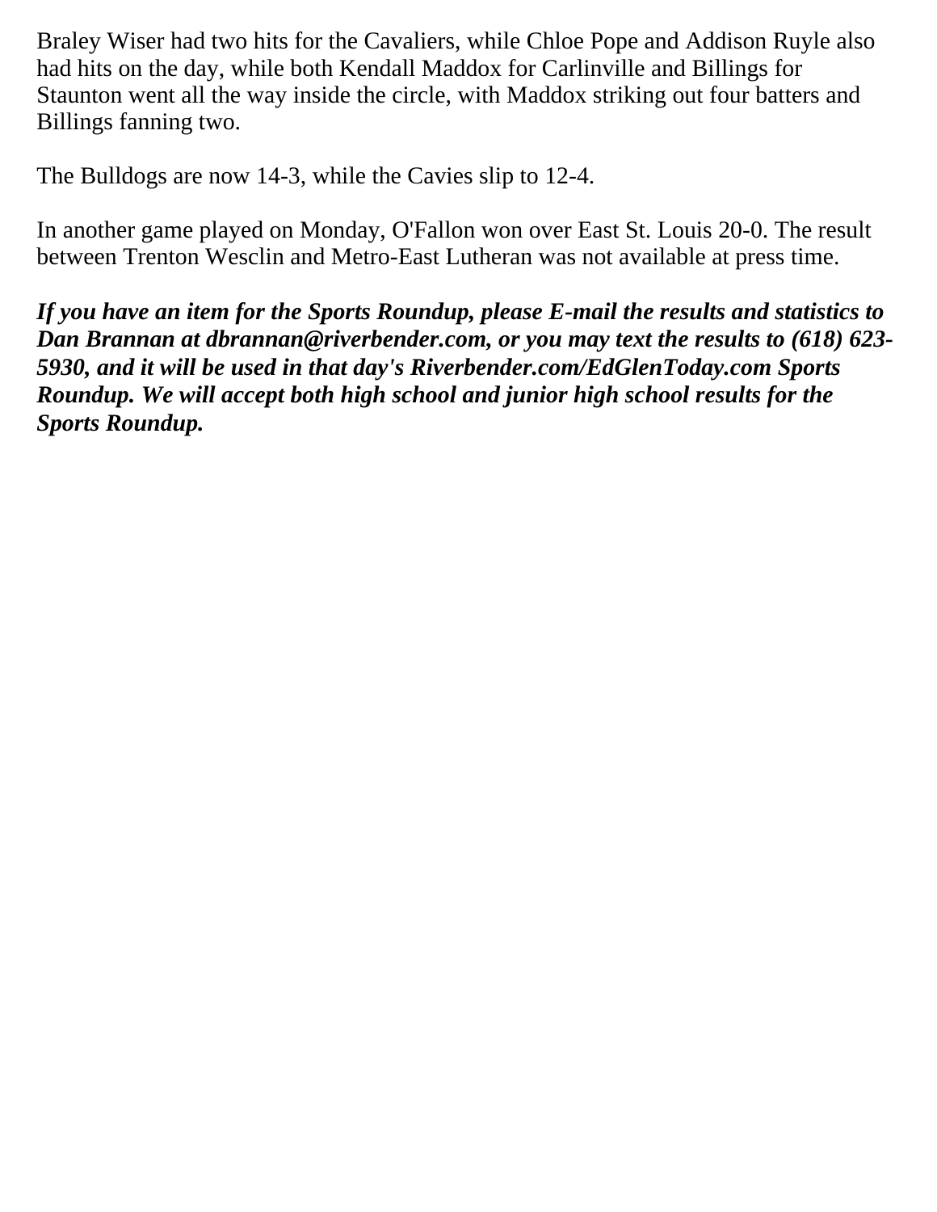Braley Wiser had two hits for the Cavaliers, while Chloe Pope and Addison Ruyle also had hits on the day, while both Kendall Maddox for Carlinville and Billings for Staunton went all the way inside the circle, with Maddox striking out four batters and Billings fanning two.

The Bulldogs are now 14-3, while the Cavies slip to 12-4.

In another game played on Monday, O'Fallon won over East St. Louis 20-0. The result between Trenton Wesclin and Metro-East Lutheran was not available at press time.

***If you have an item for the Sports Roundup, please E-mail the results and statistics to Dan Brannan at dbrannan@riverbender.com, or you may text the results to (618) 623-5930, and it will be used in that day's Riverbender.com/EdGlenToday.com Sports Roundup. We will accept both high school and junior high school results for the Sports Roundup.***